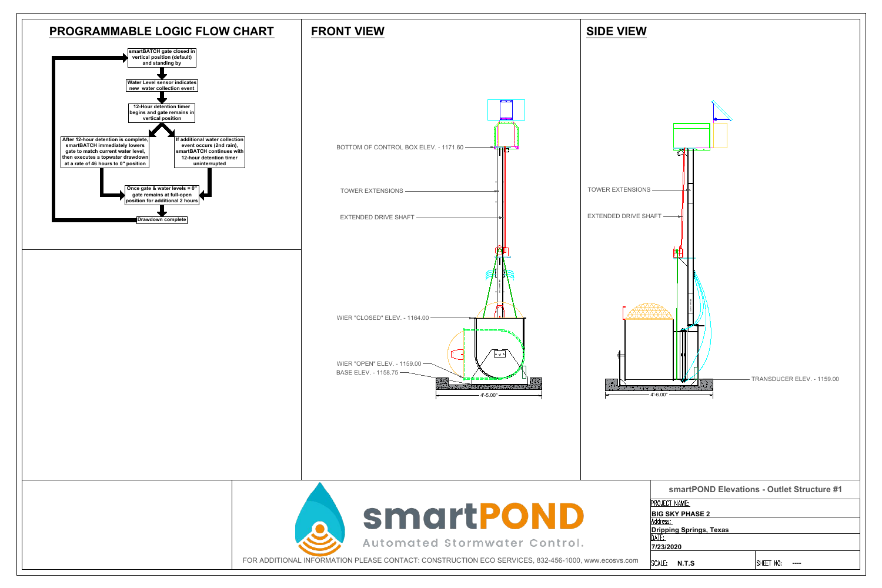## PROGRAMMABLE LOGIC FLOW CHART

- smartBATCH gate closed in vertical position (default) and standing by
- Water Level sensor indicates new water collection event
- 12-Hour detention timer begins and gate remains in vertical position
- After 12-hour detention is complete, smartBATCH immediately lowers gate to match current water level, then executes a topwater drawdown at a rate of 46 hours to 0" position
- If additional water collection event occurs (2nd rain), smartBATCH continues with 12-hour detention timer uninterrupted
- Once gate & water levels = 0" gate remains at full-open position for additional 2 hours
- Drawdown complete

## FRONT VIEW

BOTTOM OF CONTROL BOX ELEV. - 1171.60

TOWER EXTENSIONS

EXTENDED DRIVE SHAFT

WIER "CLOSED" ELEV. - 1164.00

WIER "OPEN" ELEV. - 1159.00

BASE ELEV. - 1158.75

4'-5.00"

## SIDE VIEW

TOWER EXTENSIONS

EXTENDED DRIVE SHAFT

TRANSDUCER ELEV. - 1159.00

4'-6.00"

**smartPOND**

Automated Stormwater Control.

FOR ADDITIONAL INFORMATION PLEASE CONTACT: CONSTRUCTION ECO SERVICES, 832-456-1000, www.ecosvs.com

**smartPOND Elevations - Outlet Structure #1**

PROJECT NAME:
**BIG SKY PHASE 2**

Address:
**Dripping Springs, Texas**

DATE:
**7/23/2020**

SCALE: **N.T.S**

SHEET NO: **----**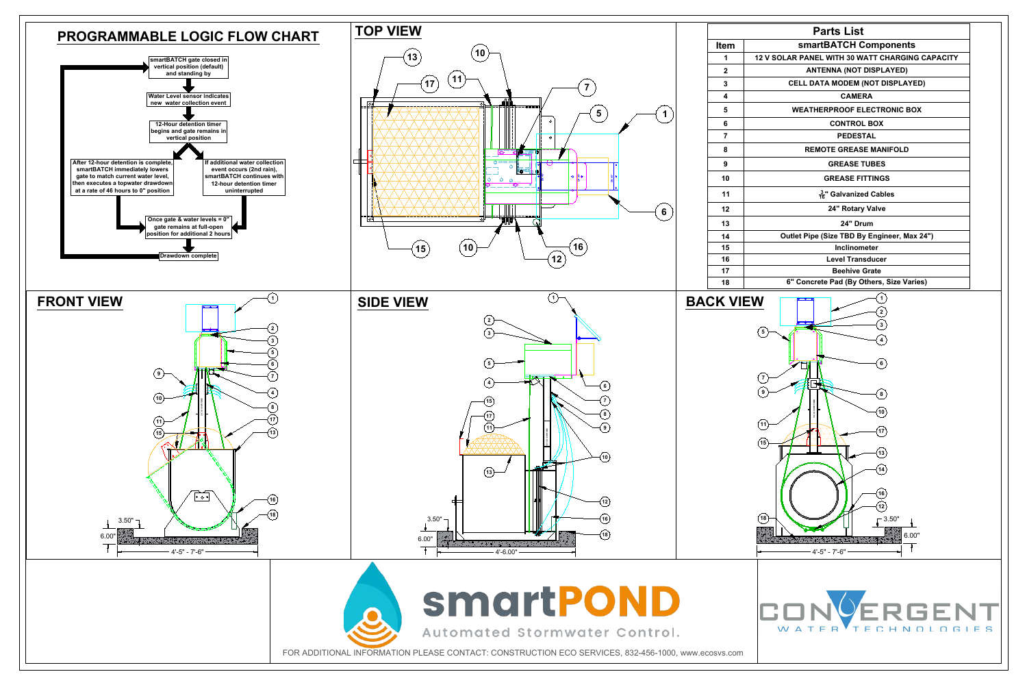## PROGRAMMABLE LOGIC FLOW CHART

smartBATCH gate closed in vertical position (default) and standing by

Water Level sensor indicates new water collection event

12-Hour detention timer begins and gate remains in vertical position

After 12-hour detention is complete, smartBATCH immediately lowers gate to match current water level, then executes a topwater drawdown at a rate of 46 hours to 0" position

If additional water collection event occurs (2nd rain), smartBATCH continues with 12-hour detention timer uninterrupted

Once gate & water levels = 0" gate remains at full-open position for additional 2 hours

Drawdown complete

## TOP VIEW

## Parts List

| Item | smartBATCH Components |
| --- | --- |
| 1 | 12 V SOLAR PANEL WITH 30 WATT CHARGING CAPACITY |
| 2 | ANTENNA (NOT DISPLAYED) |
| 3 | CELL DATA MODEM (NOT DISPLAYED) |
| 4 | CAMERA |
| 5 | WEATHERPROOF ELECTRONIC BOX |
| 6 | CONTROL BOX |
| 7 | PEDESTAL |
| 8 | REMOTE GREASE MANIFOLD |
| 9 | GREASE TUBES |
| 10 | GREASE FITTINGS |
| 11 | $\frac{3}{16}$" Galvanized Cables |
| 12 | 24" Rotary Valve |
| 13 | 24" Drum |
| 14 | Outlet Pipe (Size TBD By Engineer, Max 24") |
| 15 | Inclinometer |
| 16 | Level Transducer |
| 17 | Beehive Grate |
| 18 | 6" Concrete Pad (By Others, Size Varies) |

## FRONT VIEW

3.50"
6.00"
4'-5" - 7'-6"

## SIDE VIEW

3.50"
6.00"
4'-6.00"

## BACK VIEW

3.50"
6.00"
4'-5" - 7'-6"

smartPOND
Automated Stormwater Control.

CONVERGENT WATER TECHNOLOGIES

FOR ADDITIONAL INFORMATION PLEASE CONTACT: CONSTRUCTION ECO SERVICES, 832-456-1000, www.ecosvs.com